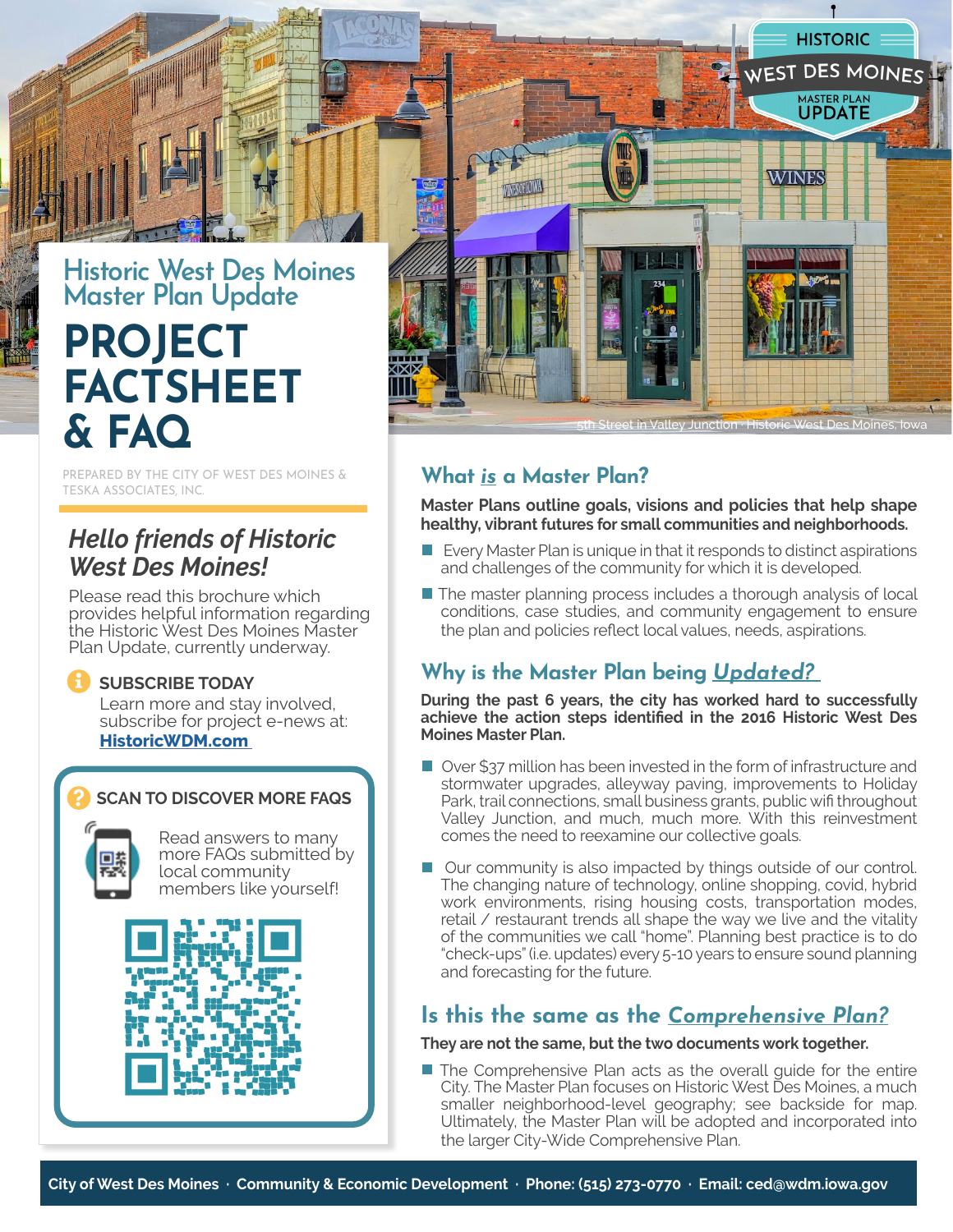# Historic West Des Moines Master Plan Update

# PROJECT FACTSHEET & FAQ

5th Street in Valley Junction · Historic West Des Moines, Iowa

PREPARED BY THE CITY OF WEST DES MOINES & TESKA ASSOCIATES, INC.

## *Hello friends of Historic West Des Moines!*

Please read this brochure which provides helpful information regarding the Historic West Des Moines Master Plan Update, currently underway.

### SUBSCRIBE TODAY

Learn more and stay involved, subscribe for project e-news at: **HistoricWDM.com**

### SCAN TO DISCOVER MORE FAQS

Read answers to many more FAQs submitted by local community members like yourself!

## What *is* a Master Plan?

**Master Plans outline goals, visions and policies that help shape healthy, vibrant futures for small communities and neighborhoods.**

- Every Master Plan is unique in that it responds to distinct aspirations and challenges of the community for which it is developed.
- The master planning process includes a thorough analysis of local conditions, case studies, and community engagement to ensure the plan and policies reflect local values, needs, aspirations.

## Why is the Master Plan being *Updated?*

**During the past 6 years, the city has worked hard to successfully achieve the action steps identified in the 2016 Historic West Des Moines Master Plan.**

- Over $37 million has been invested in the form of infrastructure and stormwater upgrades, alleyway paving, improvements to Holiday Park, trail connections, small business grants, public wifi throughout Valley Junction, and much, much more. With this reinvestment comes the need to reexamine our collective goals.
- Our community is also impacted by things outside of our control. The changing nature of technology, online shopping, covid, hybrid work environments, rising housing costs, transportation modes, retail / restaurant trends all shape the way we live and the vitality of the communities we call "home". Planning best practice is to do "check-ups" (i.e. updates) every 5-10 years to ensure sound planning and forecasting for the future.

## Is this the same as the *Comprehensive Plan?*

**They are not the same, but the two documents work together.**

- The Comprehensive Plan acts as the overall guide for the entire City. The Master Plan focuses on Historic West Des Moines, a much smaller neighborhood-level geography; see backside for map. Ultimately, the Master Plan will be adopted and incorporated into the larger City-Wide Comprehensive Plan.

**City of West Des Moines · Community & Economic Development · Phone: (515) 273-0770 · Email: ced@wdm.iowa.gov**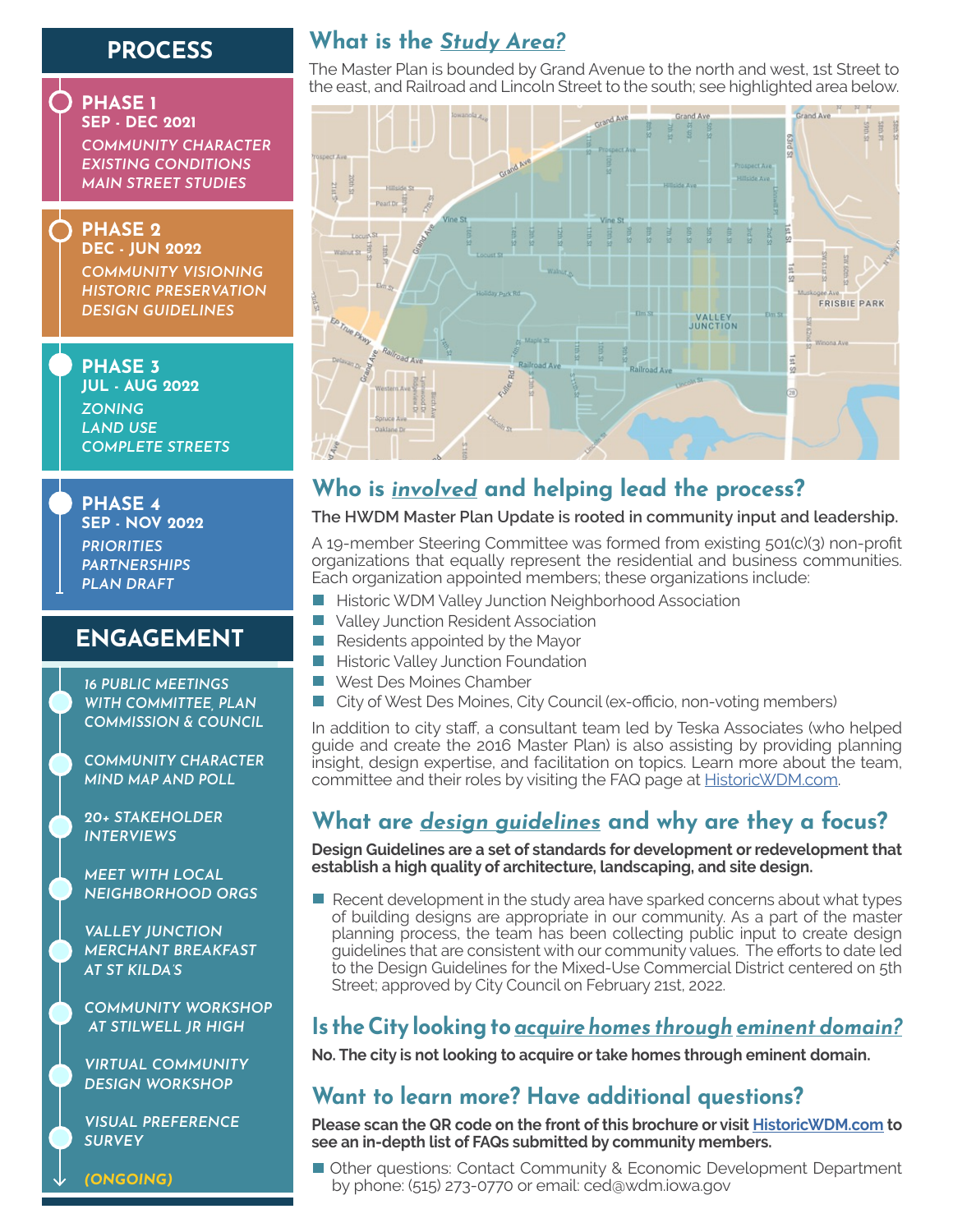## PROCESS

**PHASE 1**
**SEP - DEC 2021**
*COMMUNITY CHARACTER*
*EXISTING CONDITIONS*
*MAIN STREET STUDIES*

**PHASE 2**
**DEC - JUN 2022**
*COMMUNITY VISIONING*
*HISTORIC PRESERVATION*
*DESIGN GUIDELINES*

**PHASE 3**
**JUL - AUG 2022**
*ZONING*
*LAND USE*
*COMPLETE STREETS*

**PHASE 4**
**SEP - NOV 2022**
*PRIORITIES*
*PARTNERSHIPS*
*PLAN DRAFT*

## ENGAGEMENT

- *16 PUBLIC MEETINGS WITH COMMITTEE, PLAN COMMISSION & COUNCIL*
- *COMMUNITY CHARACTER MIND MAP AND POLL*
- *20+ STAKEHOLDER INTERVIEWS*
- *MEET WITH LOCAL NEIGHBORHOOD ORGS*
- *VALLEY JUNCTION MERCHANT BREAKFAST AT ST KILDA'S*
- *COMMUNITY WORKSHOP AT STILWELL JR HIGH*
- *VIRTUAL COMMUNITY DESIGN WORKSHOP*
- *VISUAL PREFERENCE SURVEY*
- *(ONGOING)*

## What is the *Study Area?*

The Master Plan is bounded by Grand Avenue to the north and west, 1st Street to the east, and Railroad and Lincoln Street to the south; see highlighted area below.

## Who is *involved* and helping lead the process?

**The HWDM Master Plan Update is rooted in community input and leadership.**

A 19-member Steering Committee was formed from existing 501(c)(3) non-profit organizations that equally represent the residential and business communities. Each organization appointed members; these organizations include:

- Historic WDM Valley Junction Neighborhood Association
- Valley Junction Resident Association
- Residents appointed by the Mayor
- Historic Valley Junction Foundation
- West Des Moines Chamber
- City of West Des Moines, City Council (ex-officio, non-voting members)

In addition to city staff, a consultant team led by Teska Associates (who helped guide and create the 2016 Master Plan) is also assisting by providing planning insight, design expertise, and facilitation on topics. Learn more about the team, committee and their roles by visiting the FAQ page at HistoricWDM.com.

## What are *design guidelines* and why are they a focus?

**Design Guidelines are a set of standards for development or redevelopment that establish a high quality of architecture, landscaping, and site design.**

- Recent development in the study area have sparked concerns about what types of building designs are appropriate in our community. As a part of the master planning process, the team has been collecting public input to create design guidelines that are consistent with our community values. The efforts to date led to the Design Guidelines for the Mixed-Use Commercial District centered on 5th Street; approved by City Council on February 21st, 2022.

## Is the City looking to *acquire homes through eminent domain?*

**No. The city is not looking to acquire or take homes through eminent domain.**

## Want to learn more? Have additional questions?

**Please scan the QR code on the front of this brochure or visit HistoricWDM.com to see an in-depth list of FAQs submitted by community members.**

- Other questions: Contact Community & Economic Development Department by phone: (515) 273-0770 or email: ced@wdm.iowa.gov